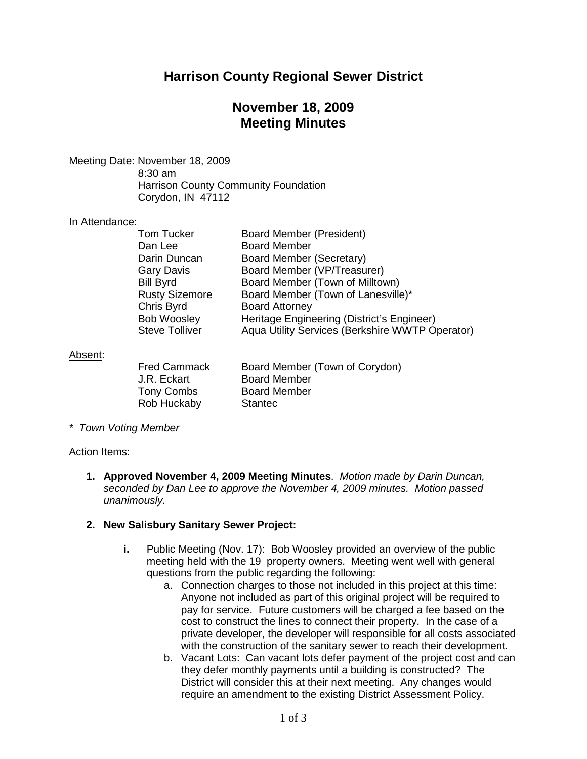# Harrison County Regional Sewer District

## November 18, 2009
## Meeting Minutes

Meeting Date: November 18, 2009
8:30 am
Harrison County Community Foundation
Corydon, IN 47112

In Attendance:

| | |
|---|---|
| Tom Tucker | Board Member (President) |
| Dan Lee | Board Member |
| Darin Duncan | Board Member (Secretary) |
| Gary Davis | Board Member (VP/Treasurer) |
| Bill Byrd | Board Member (Town of Milltown) |
| Rusty Sizemore | Board Member (Town of Lanesville)* |
| Chris Byrd | Board Attorney |
| Bob Woosley | Heritage Engineering (District's Engineer) |
| Steve Tolliver | Aqua Utility Services (Berkshire WWTP Operator) |

Absent:

| | |
|---|---|
| Fred Cammack | Board Member (Town of Corydon) |
| J.R. Eckart | Board Member |
| Tony Combs | Board Member |
| Rob Huckaby | Stantec |

*\* Town Voting Member*

Action Items:

1. **Approved November 4, 2009 Meeting Minutes**. *Motion made by Darin Duncan, seconded by Dan Lee to approve the November 4, 2009 minutes. Motion passed unanimously.*

2. **New Salisbury Sanitary Sewer Project:**

   i. Public Meeting (Nov. 17): Bob Woosley provided an overview of the public meeting held with the 19 property owners. Meeting went well with general questions from the public regarding the following:

      a. Connection charges to those not included in this project at this time: Anyone not included as part of this original project will be required to pay for service. Future customers will be charged a fee based on the cost to construct the lines to connect their property. In the case of a private developer, the developer will responsible for all costs associated with the construction of the sanitary sewer to reach their development.

      b. Vacant Lots: Can vacant lots defer payment of the project cost and can they defer monthly payments until a building is constructed? The District will consider this at their next meeting. Any changes would require an amendment to the existing District Assessment Policy.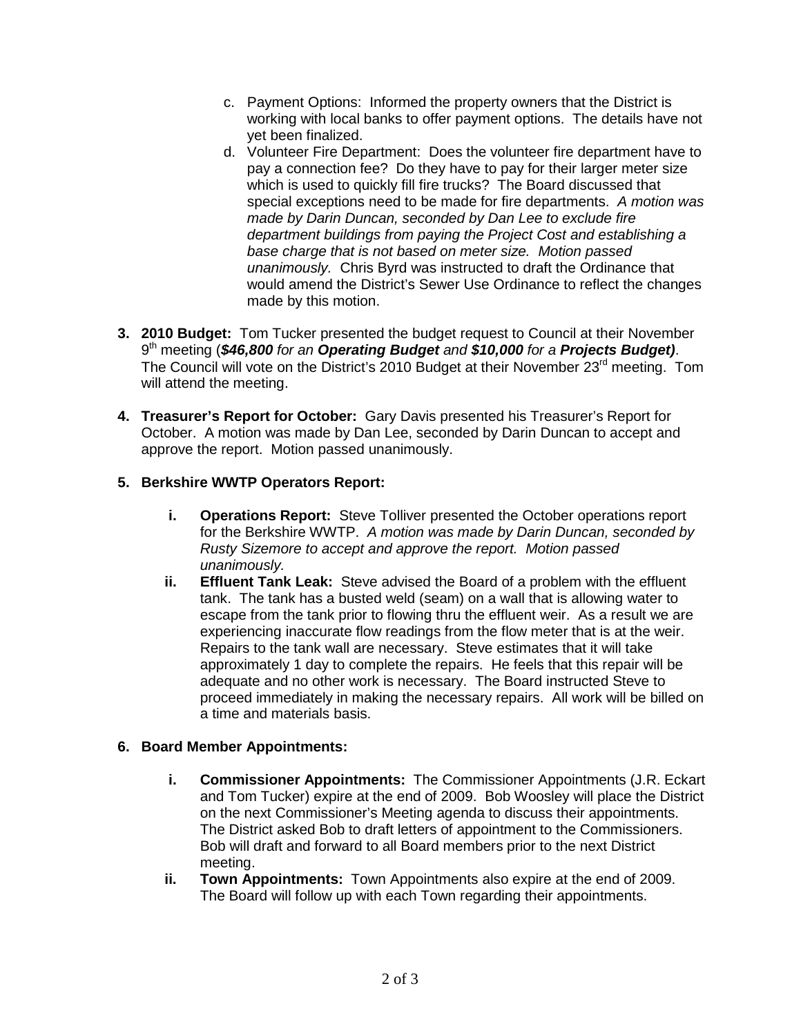c. Payment Options: Informed the property owners that the District is working with local banks to offer payment options. The details have not yet been finalized.
d. Volunteer Fire Department: Does the volunteer fire department have to pay a connection fee? Do they have to pay for their larger meter size which is used to quickly fill fire trucks? The Board discussed that special exceptions need to be made for fire departments. *A motion was made by Darin Duncan, seconded by Dan Lee to exclude fire department buildings from paying the Project Cost and establishing a base charge that is not based on meter size. Motion passed unanimously.* Chris Byrd was instructed to draft the Ordinance that would amend the District's Sewer Use Ordinance to reflect the changes made by this motion.

3. **2010 Budget:** Tom Tucker presented the budget request to Council at their November 9th meeting (***$46,800*** *for an* ***Operating Budget*** *and* ***$10,000*** *for a* ***Projects Budget)***. The Council will vote on the District's 2010 Budget at their November 23rd meeting. Tom will attend the meeting.

4. **Treasurer's Report for October:** Gary Davis presented his Treasurer's Report for October. A motion was made by Dan Lee, seconded by Darin Duncan to accept and approve the report. Motion passed unanimously.

5. **Berkshire WWTP Operators Report:**

   i. **Operations Report:** Steve Tolliver presented the October operations report for the Berkshire WWTP. *A motion was made by Darin Duncan, seconded by Rusty Sizemore to accept and approve the report. Motion passed unanimously.*

   ii. **Effluent Tank Leak:** Steve advised the Board of a problem with the effluent tank. The tank has a busted weld (seam) on a wall that is allowing water to escape from the tank prior to flowing thru the effluent weir. As a result we are experiencing inaccurate flow readings from the flow meter that is at the weir. Repairs to the tank wall are necessary. Steve estimates that it will take approximately 1 day to complete the repairs. He feels that this repair will be adequate and no other work is necessary. The Board instructed Steve to proceed immediately in making the necessary repairs. All work will be billed on a time and materials basis.

6. **Board Member Appointments:**

   i. **Commissioner Appointments:** The Commissioner Appointments (J.R. Eckart and Tom Tucker) expire at the end of 2009. Bob Woosley will place the District on the next Commissioner's Meeting agenda to discuss their appointments. The District asked Bob to draft letters of appointment to the Commissioners. Bob will draft and forward to all Board members prior to the next District meeting.

   ii. **Town Appointments:** Town Appointments also expire at the end of 2009. The Board will follow up with each Town regarding their appointments.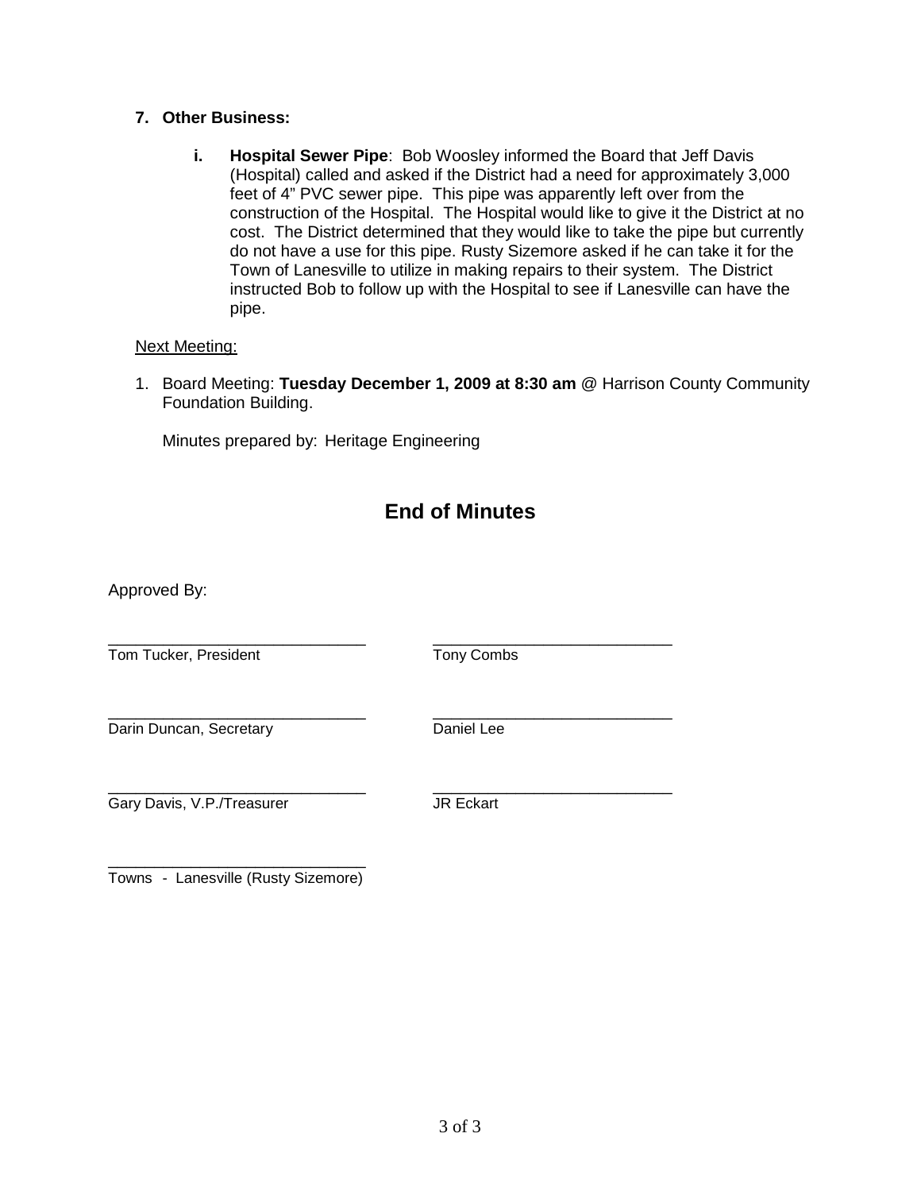7. **Other Business:**

   i. **Hospital Sewer Pipe**: Bob Woosley informed the Board that Jeff Davis (Hospital) called and asked if the District had a need for approximately 3,000 feet of 4" PVC sewer pipe. This pipe was apparently left over from the construction of the Hospital. The Hospital would like to give it the District at no cost. The District determined that they would like to take the pipe but currently do not have a use for this pipe. Rusty Sizemore asked if he can take it for the Town of Lanesville to utilize in making repairs to their system. The District instructed Bob to follow up with the Hospital to see if Lanesville can have the pipe.

<u>Next Meeting:</u>

1. Board Meeting: **Tuesday December 1, 2009 at 8:30 am** @ Harrison County Community Foundation Building.

   Minutes prepared by: Heritage Engineering

## End of Minutes

Approved By:

______________________________
Tom Tucker, President

______________________________
Tony Combs

______________________________
Darin Duncan, Secretary

______________________________
Daniel Lee

______________________________
Gary Davis, V.P./Treasurer

______________________________
JR Eckart

______________________________
Towns - Lanesville (Rusty Sizemore)